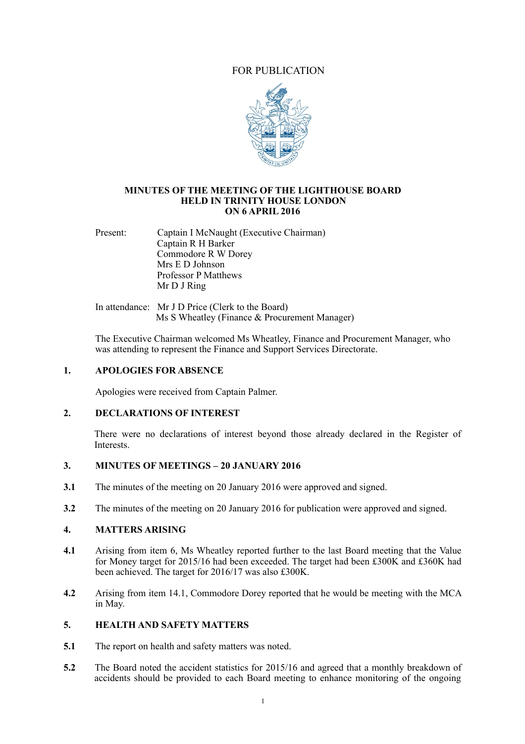FOR PUBLICATION

**MINUTES OF THE MEETING OF THE LIGHTHOUSE BOARD**
**HELD IN TRINITY HOUSE LONDON**
**ON 6 APRIL 2016**

Present:
- Captain I McNaught (Executive Chairman)
- Captain R H Barker
- Commodore R W Dorey
- Mrs E D Johnson
- Professor P Matthews
- Mr D J Ring

In attendance:
- Mr J D Price (Clerk to the Board)
- Ms S Wheatley (Finance & Procurement Manager)

The Executive Chairman welcomed Ms Wheatley, Finance and Procurement Manager, who was attending to represent the Finance and Support Services Directorate.

## 1. APOLOGIES FOR ABSENCE

Apologies were received from Captain Palmer.

## 2. DECLARATIONS OF INTEREST

There were no declarations of interest beyond those already declared in the Register of Interests.

## 3. MINUTES OF MEETINGS – 20 JANUARY 2016

**3.1** The minutes of the meeting on 20 January 2016 were approved and signed.

**3.2** The minutes of the meeting on 20 January 2016 for publication were approved and signed.

## 4. MATTERS ARISING

**4.1** Arising from item 6, Ms Wheatley reported further to the last Board meeting that the Value for Money target for 2015/16 had been exceeded. The target had been £300K and £360K had been achieved. The target for 2016/17 was also £300K.

**4.2** Arising from item 14.1, Commodore Dorey reported that he would be meeting with the MCA in May.

## 5. HEALTH AND SAFETY MATTERS

**5.1** The report on health and safety matters was noted.

**5.2** The Board noted the accident statistics for 2015/16 and agreed that a monthly breakdown of accidents should be provided to each Board meeting to enhance monitoring of the ongoing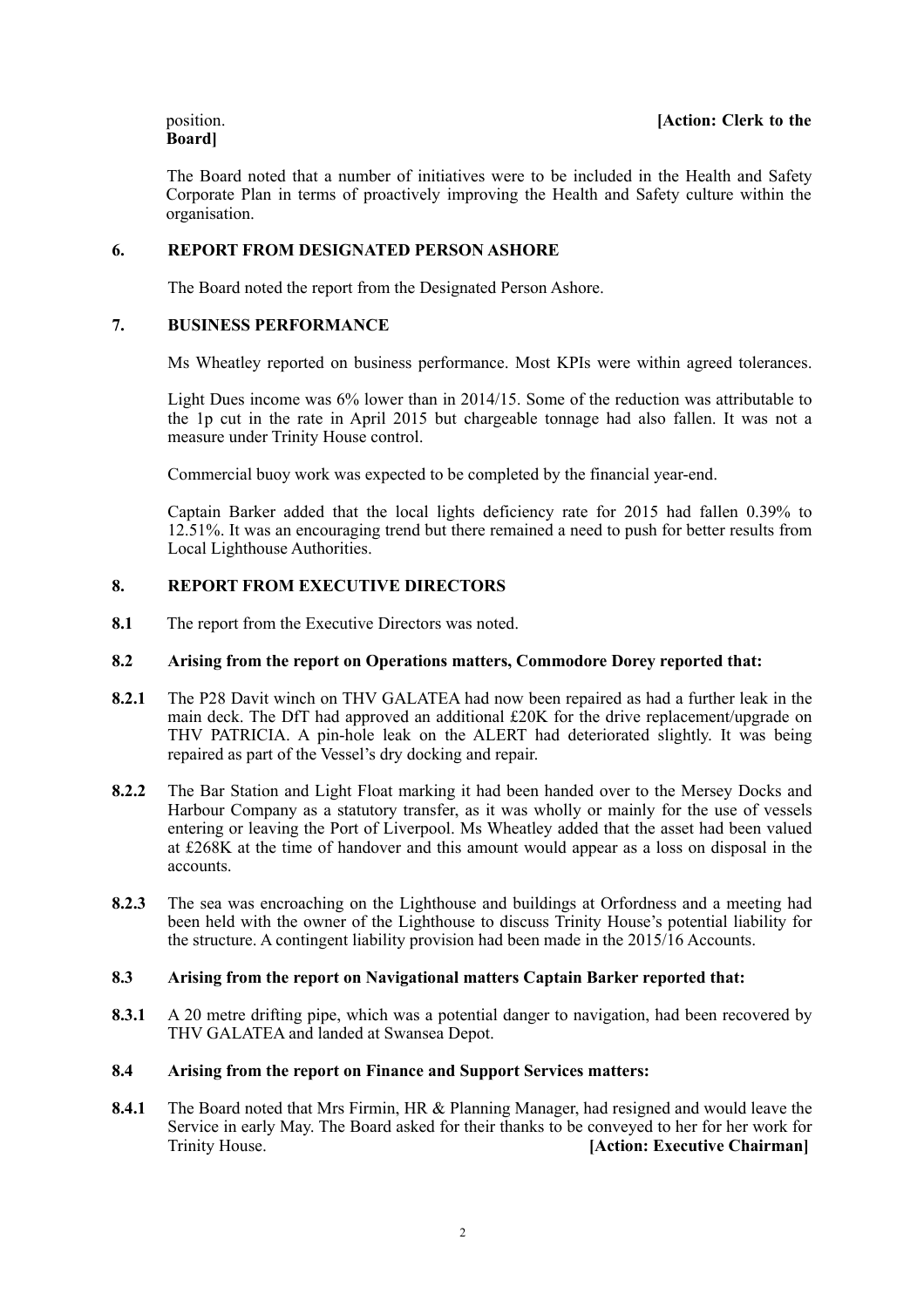position. **[Action: Clerk to the Board]**

The Board noted that a number of initiatives were to be included in the Health and Safety Corporate Plan in terms of proactively improving the Health and Safety culture within the organisation.

## 6. REPORT FROM DESIGNATED PERSON ASHORE

The Board noted the report from the Designated Person Ashore.

## 7. BUSINESS PERFORMANCE

Ms Wheatley reported on business performance. Most KPIs were within agreed tolerances.

Light Dues income was 6% lower than in 2014/15. Some of the reduction was attributable to the 1p cut in the rate in April 2015 but chargeable tonnage had also fallen. It was not a measure under Trinity House control.

Commercial buoy work was expected to be completed by the financial year-end.

Captain Barker added that the local lights deficiency rate for 2015 had fallen 0.39% to 12.51%. It was an encouraging trend but there remained a need to push for better results from Local Lighthouse Authorities.

## 8. REPORT FROM EXECUTIVE DIRECTORS

**8.1** The report from the Executive Directors was noted.

**8.2 Arising from the report on Operations matters, Commodore Dorey reported that:**

**8.2.1** The P28 Davit winch on THV GALATEA had now been repaired as had a further leak in the main deck. The DfT had approved an additional £20K for the drive replacement/upgrade on THV PATRICIA. A pin-hole leak on the ALERT had deteriorated slightly. It was being repaired as part of the Vessel's dry docking and repair.

**8.2.2** The Bar Station and Light Float marking it had been handed over to the Mersey Docks and Harbour Company as a statutory transfer, as it was wholly or mainly for the use of vessels entering or leaving the Port of Liverpool. Ms Wheatley added that the asset had been valued at £268K at the time of handover and this amount would appear as a loss on disposal in the accounts.

**8.2.3** The sea was encroaching on the Lighthouse and buildings at Orfordness and a meeting had been held with the owner of the Lighthouse to discuss Trinity House's potential liability for the structure. A contingent liability provision had been made in the 2015/16 Accounts.

**8.3 Arising from the report on Navigational matters Captain Barker reported that:**

**8.3.1** A 20 metre drifting pipe, which was a potential danger to navigation, had been recovered by THV GALATEA and landed at Swansea Depot.

**8.4 Arising from the report on Finance and Support Services matters:**

**8.4.1** The Board noted that Mrs Firmin, HR & Planning Manager, had resigned and would leave the Service in early May. The Board asked for their thanks to be conveyed to her for her work for Trinity House. **[Action: Executive Chairman]**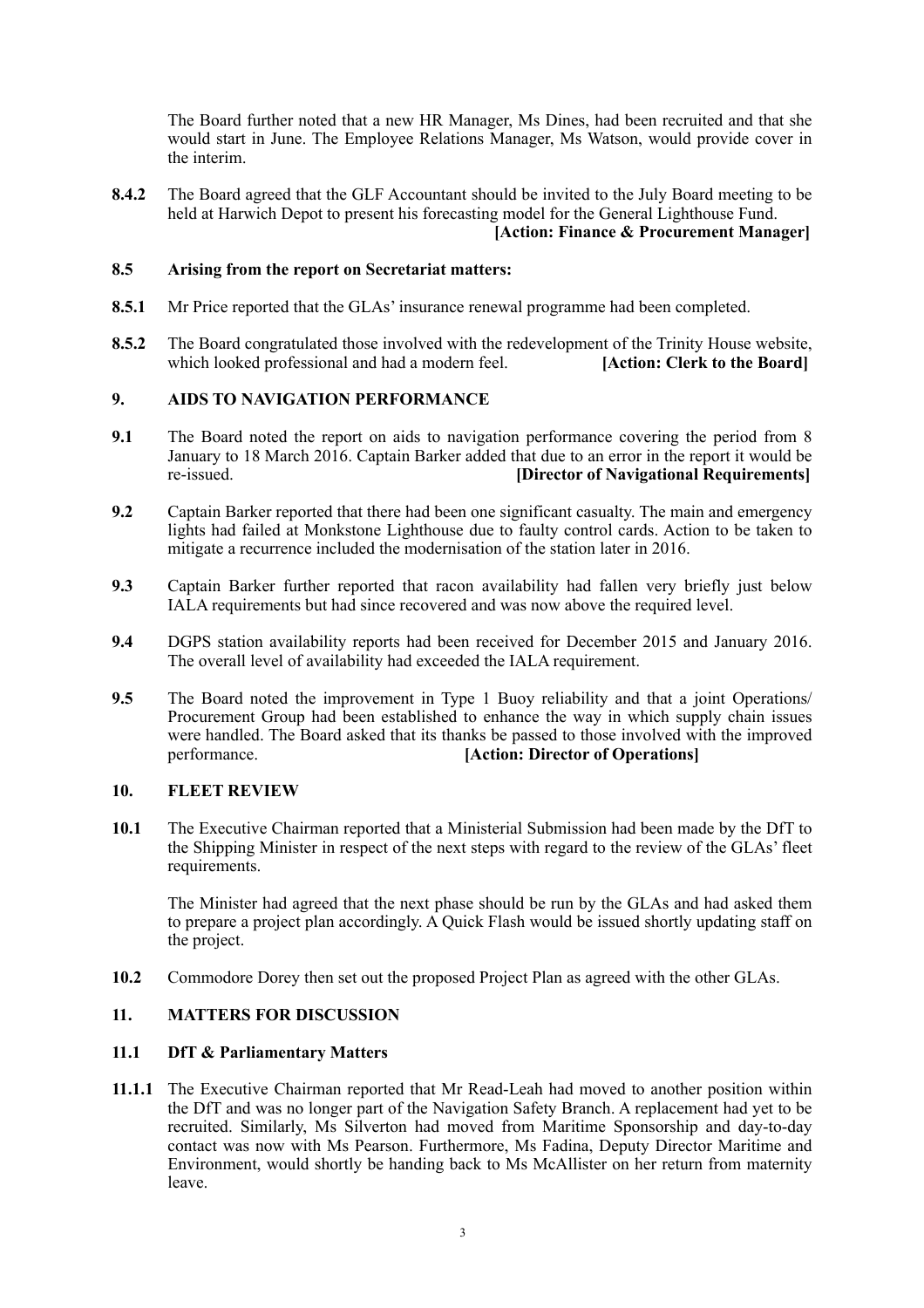The Board further noted that a new HR Manager, Ms Dines, had been recruited and that she would start in June. The Employee Relations Manager, Ms Watson, would provide cover in the interim.

**8.4.2** The Board agreed that the GLF Accountant should be invited to the July Board meeting to be held at Harwich Depot to present his forecasting model for the General Lighthouse Fund. **[Action: Finance & Procurement Manager]**

**8.5 Arising from the report on Secretariat matters:**

**8.5.1** Mr Price reported that the GLAs' insurance renewal programme had been completed.

**8.5.2** The Board congratulated those involved with the redevelopment of the Trinity House website, which looked professional and had a modern feel. **[Action: Clerk to the Board]**

## 9. AIDS TO NAVIGATION PERFORMANCE

**9.1** The Board noted the report on aids to navigation performance covering the period from 8 January to 18 March 2016. Captain Barker added that due to an error in the report it would be re-issued. **[Director of Navigational Requirements]**

**9.2** Captain Barker reported that there had been one significant casualty. The main and emergency lights had failed at Monkstone Lighthouse due to faulty control cards. Action to be taken to mitigate a recurrence included the modernisation of the station later in 2016.

**9.3** Captain Barker further reported that racon availability had fallen very briefly just below IALA requirements but had since recovered and was now above the required level.

**9.4** DGPS station availability reports had been received for December 2015 and January 2016. The overall level of availability had exceeded the IALA requirement.

**9.5** The Board noted the improvement in Type 1 Buoy reliability and that a joint Operations/ Procurement Group had been established to enhance the way in which supply chain issues were handled. The Board asked that its thanks be passed to those involved with the improved performance. **[Action: Director of Operations]**

## 10. FLEET REVIEW

**10.1** The Executive Chairman reported that a Ministerial Submission had been made by the DfT to the Shipping Minister in respect of the next steps with regard to the review of the GLAs' fleet requirements.

The Minister had agreed that the next phase should be run by the GLAs and had asked them to prepare a project plan accordingly. A Quick Flash would be issued shortly updating staff on the project.

**10.2** Commodore Dorey then set out the proposed Project Plan as agreed with the other GLAs.

## 11. MATTERS FOR DISCUSSION

### 11.1 DfT & Parliamentary Matters

**11.1.1** The Executive Chairman reported that Mr Read-Leah had moved to another position within the DfT and was no longer part of the Navigation Safety Branch. A replacement had yet to be recruited. Similarly, Ms Silverton had moved from Maritime Sponsorship and day-to-day contact was now with Ms Pearson. Furthermore, Ms Fadina, Deputy Director Maritime and Environment, would shortly be handing back to Ms McAllister on her return from maternity leave.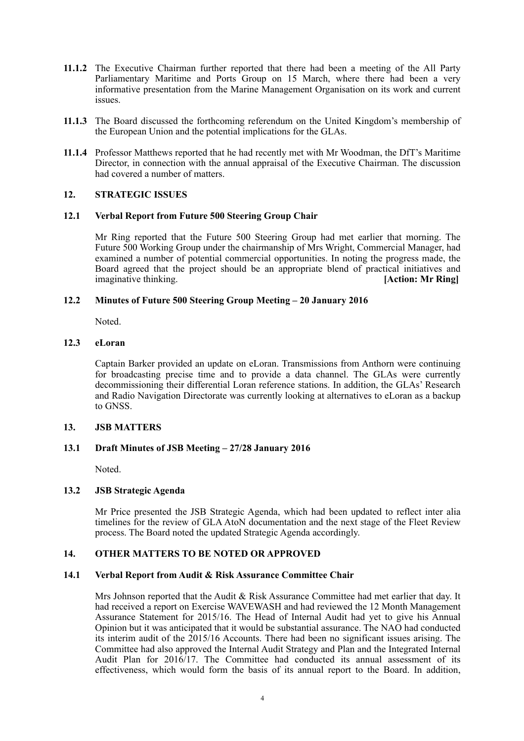**11.1.2** The Executive Chairman further reported that there had been a meeting of the All Party Parliamentary Maritime and Ports Group on 15 March, where there had been a very informative presentation from the Marine Management Organisation on its work and current issues.

**11.1.3** The Board discussed the forthcoming referendum on the United Kingdom's membership of the European Union and the potential implications for the GLAs.

**11.1.4** Professor Matthews reported that he had recently met with Mr Woodman, the DfT's Maritime Director, in connection with the annual appraisal of the Executive Chairman. The discussion had covered a number of matters.

## 12. STRATEGIC ISSUES

### 12.1 Verbal Report from Future 500 Steering Group Chair

Mr Ring reported that the Future 500 Steering Group had met earlier that morning. The Future 500 Working Group under the chairmanship of Mrs Wright, Commercial Manager, had examined a number of potential commercial opportunities. In noting the progress made, the Board agreed that the project should be an appropriate blend of practical initiatives and imaginative thinking. **[Action: Mr Ring]**

### 12.2 Minutes of Future 500 Steering Group Meeting – 20 January 2016

Noted.

### 12.3 eLoran

Captain Barker provided an update on eLoran. Transmissions from Anthorn were continuing for broadcasting precise time and to provide a data channel. The GLAs were currently decommissioning their differential Loran reference stations. In addition, the GLAs' Research and Radio Navigation Directorate was currently looking at alternatives to eLoran as a backup to GNSS.

## 13. JSB MATTERS

### 13.1 Draft Minutes of JSB Meeting – 27/28 January 2016

Noted.

### 13.2 JSB Strategic Agenda

Mr Price presented the JSB Strategic Agenda, which had been updated to reflect inter alia timelines for the review of GLA AtoN documentation and the next stage of the Fleet Review process. The Board noted the updated Strategic Agenda accordingly.

## 14. OTHER MATTERS TO BE NOTED OR APPROVED

### 14.1 Verbal Report from Audit & Risk Assurance Committee Chair

Mrs Johnson reported that the Audit & Risk Assurance Committee had met earlier that day. It had received a report on Exercise WAVEWASH and had reviewed the 12 Month Management Assurance Statement for 2015/16. The Head of Internal Audit had yet to give his Annual Opinion but it was anticipated that it would be substantial assurance. The NAO had conducted its interim audit of the 2015/16 Accounts. There had been no significant issues arising. The Committee had also approved the Internal Audit Strategy and Plan and the Integrated Internal Audit Plan for 2016/17. The Committee had conducted its annual assessment of its effectiveness, which would form the basis of its annual report to the Board. In addition,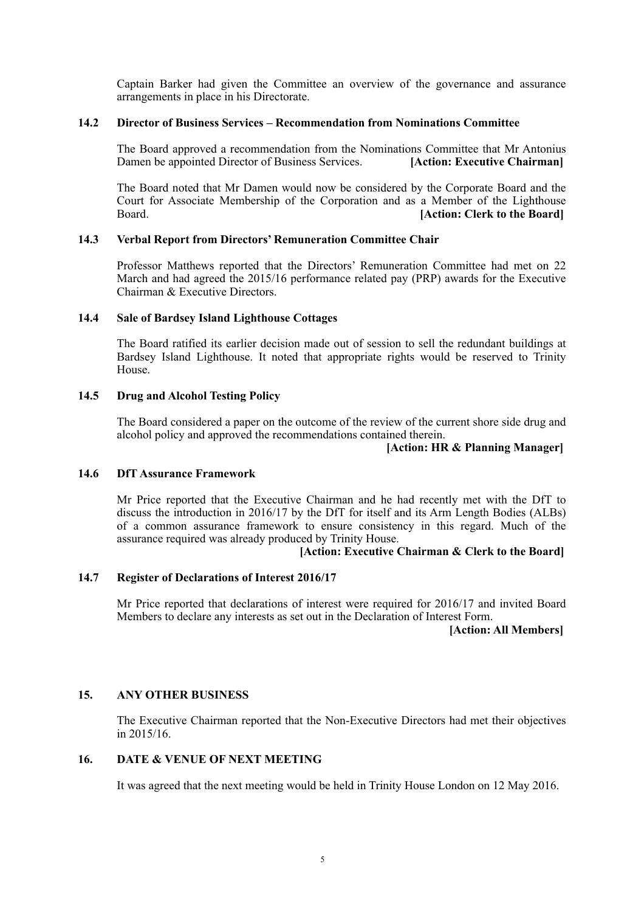Captain Barker had given the Committee an overview of the governance and assurance arrangements in place in his Directorate.

### 14.2 Director of Business Services – Recommendation from Nominations Committee

The Board approved a recommendation from the Nominations Committee that Mr Antonius Damen be appointed Director of Business Services. **[Action: Executive Chairman]**

The Board noted that Mr Damen would now be considered by the Corporate Board and the Court for Associate Membership of the Corporation and as a Member of the Lighthouse Board. **[Action: Clerk to the Board]**

### 14.3 Verbal Report from Directors' Remuneration Committee Chair

Professor Matthews reported that the Directors' Remuneration Committee had met on 22 March and had agreed the 2015/16 performance related pay (PRP) awards for the Executive Chairman & Executive Directors.

### 14.4 Sale of Bardsey Island Lighthouse Cottages

The Board ratified its earlier decision made out of session to sell the redundant buildings at Bardsey Island Lighthouse. It noted that appropriate rights would be reserved to Trinity House.

### 14.5 Drug and Alcohol Testing Policy

The Board considered a paper on the outcome of the review of the current shore side drug and alcohol policy and approved the recommendations contained therein.

**[Action: HR & Planning Manager]**

### 14.6 DfT Assurance Framework

Mr Price reported that the Executive Chairman and he had recently met with the DfT to discuss the introduction in 2016/17 by the DfT for itself and its Arm Length Bodies (ALBs) of a common assurance framework to ensure consistency in this regard. Much of the assurance required was already produced by Trinity House.

**[Action: Executive Chairman & Clerk to the Board]**

### 14.7 Register of Declarations of Interest 2016/17

Mr Price reported that declarations of interest were required for 2016/17 and invited Board Members to declare any interests as set out in the Declaration of Interest Form.

**[Action: All Members]**

## 15. ANY OTHER BUSINESS

The Executive Chairman reported that the Non-Executive Directors had met their objectives in 2015/16.

## 16. DATE & VENUE OF NEXT MEETING

It was agreed that the next meeting would be held in Trinity House London on 12 May 2016.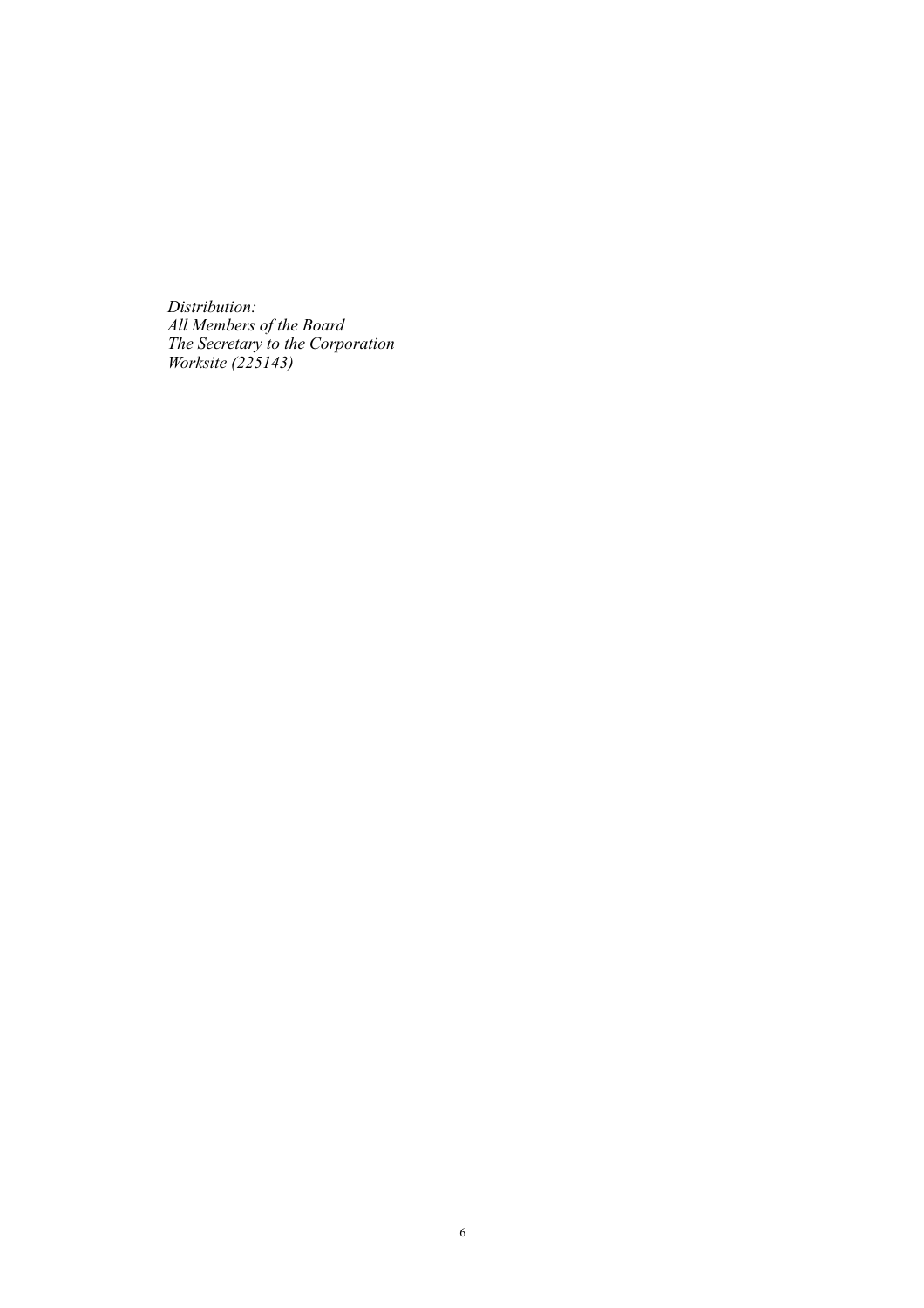*Distribution:*
*All Members of the Board*
*The Secretary to the Corporation*
*Worksite (225143)*